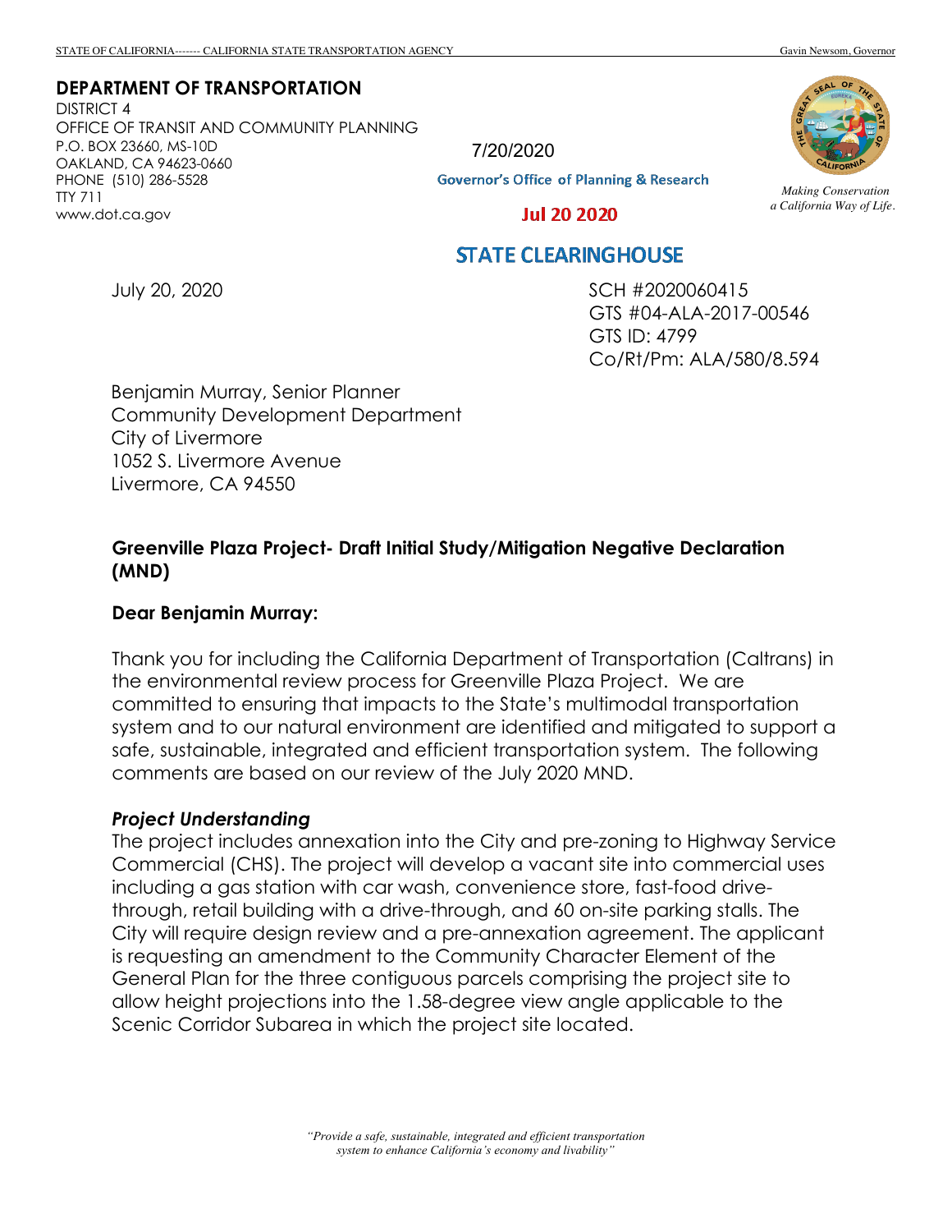STATE OF CALIFORNIA------- CALIFORNIA STATE TRANSPORTATION AGENCY Gavin Newsom, Governor

**DEPARTMENT OF TRANSPORTATION**
DISTRICT 4
OFFICE OF TRANSIT AND COMMUNITY PLANNING
P.O. BOX 23660, MS-10D
OAKLAND, CA 94623-0660
PHONE (510) 286-5528
TTY 711
www.dot.ca.gov

7/20/2020
Governor's Office of Planning & Research
Jul 20 2020
STATE CLEARINGHOUSE

*Making Conservation a California Way of Life.*

July 20, 2020

SCH #2020060415
GTS #04-ALA-2017-00546
GTS ID: 4799
Co/Rt/Pm: ALA/580/8.594

Benjamin Murray, Senior Planner
Community Development Department
City of Livermore
1052 S. Livermore Avenue
Livermore, CA 94550

**Greenville Plaza Project- Draft Initial Study/Mitigation Negative Declaration (MND)**

**Dear Benjamin Murray:**

Thank you for including the California Department of Transportation (Caltrans) in the environmental review process for Greenville Plaza Project. We are committed to ensuring that impacts to the State's multimodal transportation system and to our natural environment are identified and mitigated to support a safe, sustainable, integrated and efficient transportation system. The following comments are based on our review of the July 2020 MND.

***Project Understanding***

The project includes annexation into the City and pre-zoning to Highway Service Commercial (CHS). The project will develop a vacant site into commercial uses including a gas station with car wash, convenience store, fast-food drive-through, retail building with a drive-through, and 60 on-site parking stalls. The City will require design review and a pre-annexation agreement. The applicant is requesting an amendment to the Community Character Element of the General Plan for the three contiguous parcels comprising the project site to allow height projections into the 1.58-degree view angle applicable to the Scenic Corridor Subarea in which the project site located.

*"Provide a safe, sustainable, integrated and efficient transportation system to enhance California's economy and livability"*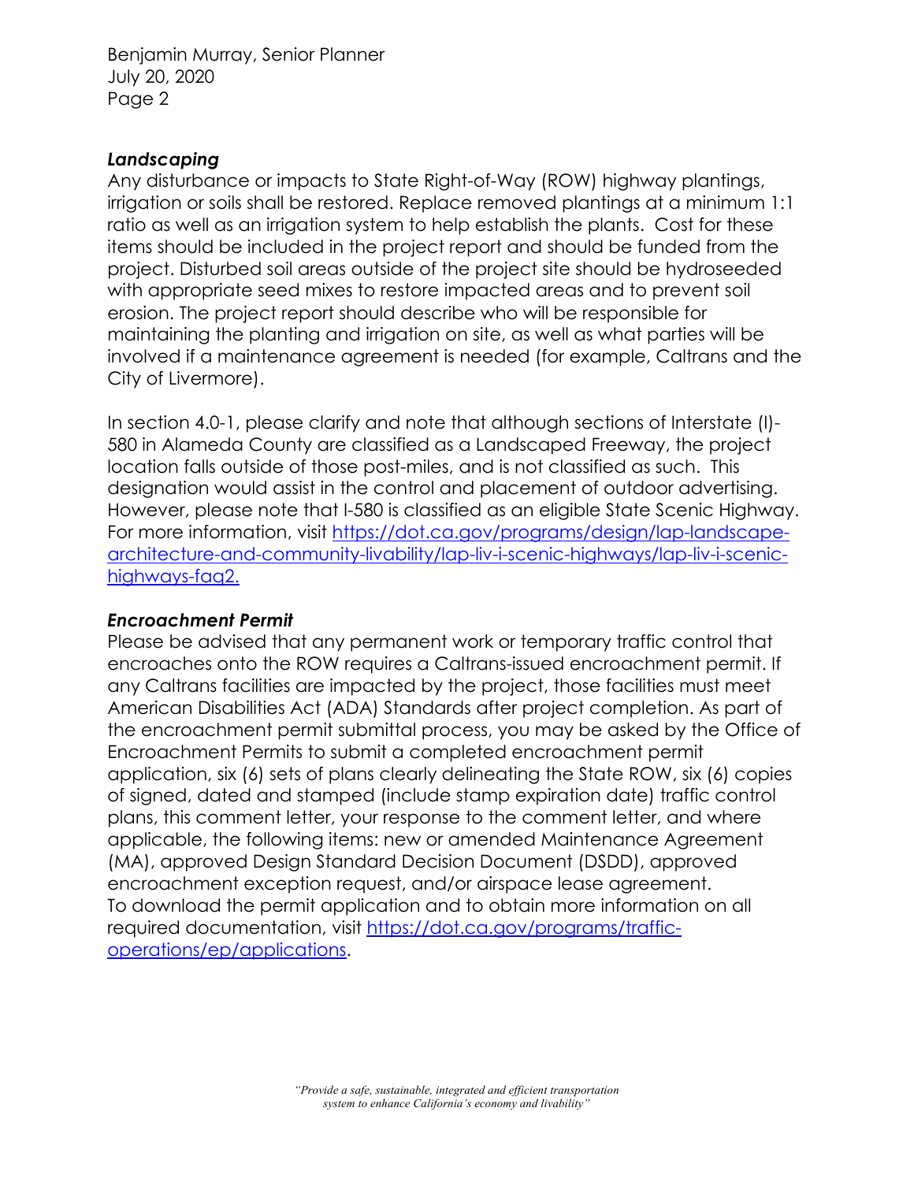### *Landscaping*

Any disturbance or impacts to State Right-of-Way (ROW) highway plantings, irrigation or soils shall be restored. Replace removed plantings at a minimum 1:1 ratio as well as an irrigation system to help establish the plants. Cost for these items should be included in the project report and should be funded from the project. Disturbed soil areas outside of the project site should be hydroseeded with appropriate seed mixes to restore impacted areas and to prevent soil erosion. The project report should describe who will be responsible for maintaining the planting and irrigation on site, as well as what parties will be involved if a maintenance agreement is needed (for example, Caltrans and the City of Livermore).

In section 4.0-1, please clarify and note that although sections of Interstate (I)-580 in Alameda County are classified as a Landscaped Freeway, the project location falls outside of those post-miles, and is not classified as such. This designation would assist in the control and placement of outdoor advertising. However, please note that I-580 is classified as an eligible State Scenic Highway. For more information, visit [https://dot.ca.gov/programs/design/lap-landscape-architecture-and-community-livability/lap-liv-i-scenic-highways/lap-liv-i-scenic-highways-faq2.](https://dot.ca.gov/programs/design/lap-landscape-architecture-and-community-livability/lap-liv-i-scenic-highways/lap-liv-i-scenic-highways-faq2)

### *Encroachment Permit*

Please be advised that any permanent work or temporary traffic control that encroaches onto the ROW requires a Caltrans-issued encroachment permit. If any Caltrans facilities are impacted by the project, those facilities must meet American Disabilities Act (ADA) Standards after project completion. As part of the encroachment permit submittal process, you may be asked by the Office of Encroachment Permits to submit a completed encroachment permit application, six (6) sets of plans clearly delineating the State ROW, six (6) copies of signed, dated and stamped (include stamp expiration date) traffic control plans, this comment letter, your response to the comment letter, and where applicable, the following items: new or amended Maintenance Agreement (MA), approved Design Standard Decision Document (DSDD), approved encroachment exception request, and/or airspace lease agreement.
To download the permit application and to obtain more information on all required documentation, visit [https://dot.ca.gov/programs/traffic-operations/ep/applications](https://dot.ca.gov/programs/traffic-operations/ep/applications).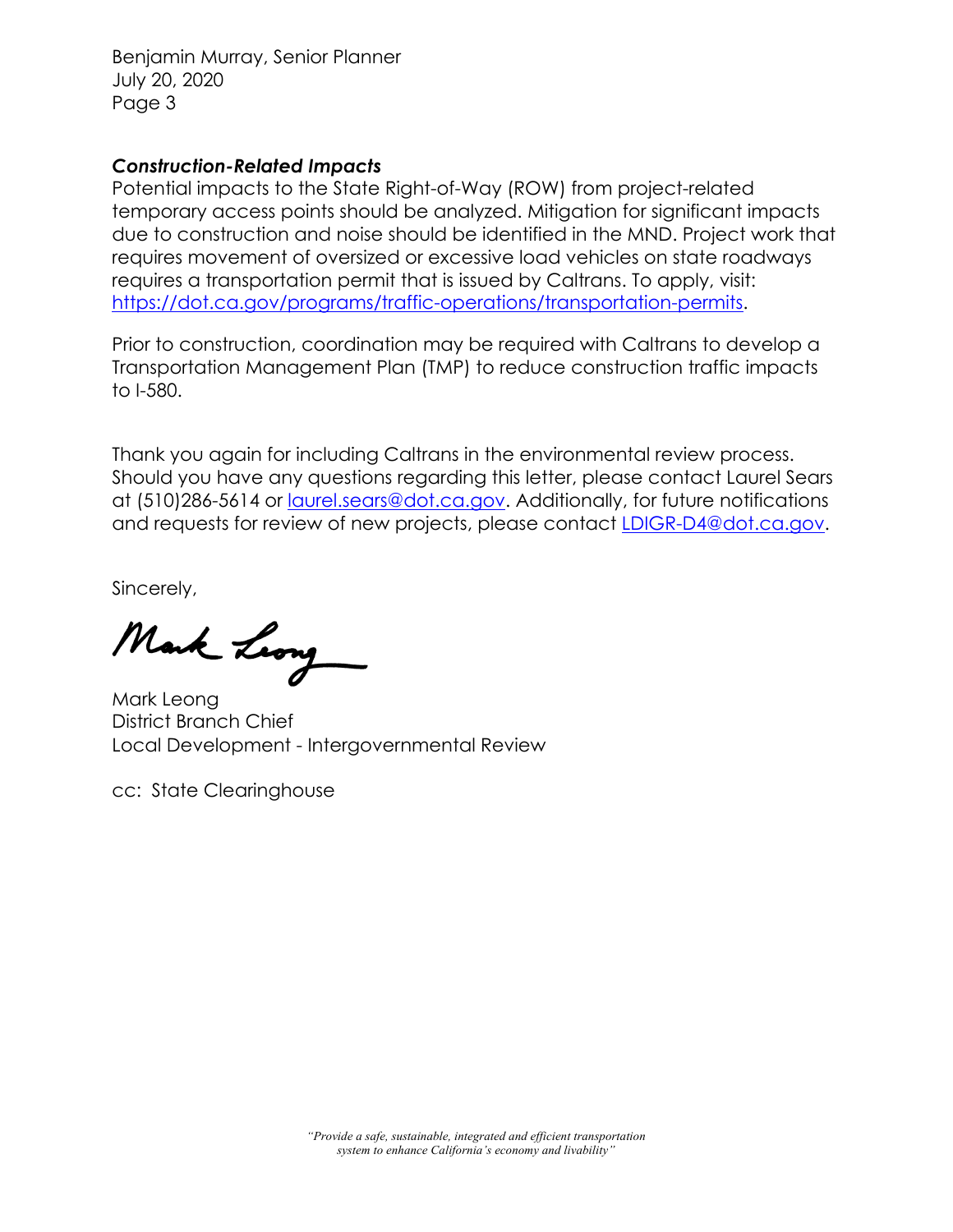### *Construction-Related Impacts*

Potential impacts to the State Right-of-Way (ROW) from project-related temporary access points should be analyzed. Mitigation for significant impacts due to construction and noise should be identified in the MND. Project work that requires movement of oversized or excessive load vehicles on state roadways requires a transportation permit that is issued by Caltrans. To apply, visit: https://dot.ca.gov/programs/traffic-operations/transportation-permits.

Prior to construction, coordination may be required with Caltrans to develop a Transportation Management Plan (TMP) to reduce construction traffic impacts to I-580.

Thank you again for including Caltrans in the environmental review process. Should you have any questions regarding this letter, please contact Laurel Sears at (510)286-5614 or laurel.sears@dot.ca.gov. Additionally, for future notifications and requests for review of new projects, please contact LDIGR-D4@dot.ca.gov.

Sincerely,

Mark Leong

Mark Leong
District Branch Chief
Local Development - Intergovernmental Review

cc: State Clearinghouse

*"Provide a safe, sustainable, integrated and efficient transportation system to enhance California's economy and livability"*